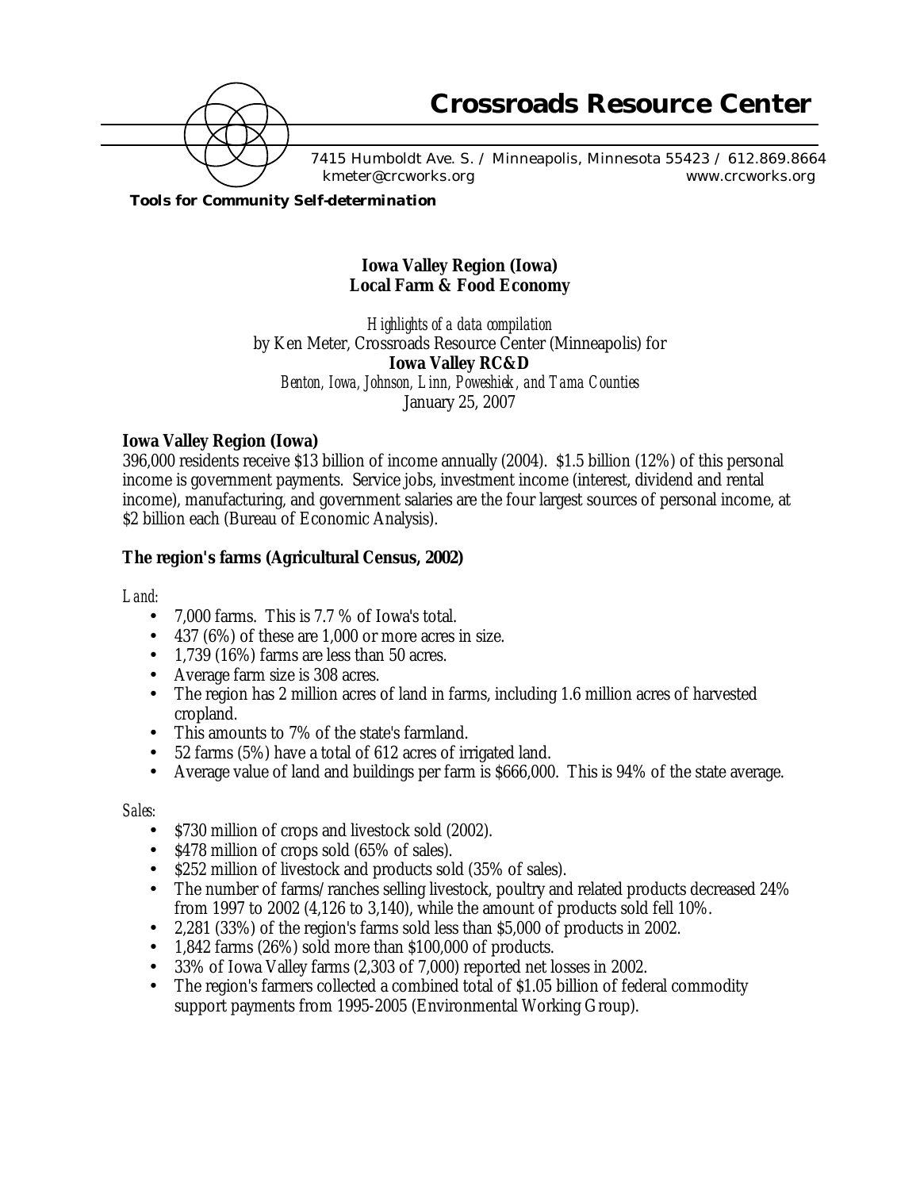# Crossroads Resource Center

7415 Humboldt Ave. S. / Minneapolis, Minnesota 55423 / 612.869.8664
kmeter@crcworks.org www.crcworks.org

**Tools for Community Self-determination**

**Iowa Valley Region (Iowa)**
**Local Farm & Food Economy**

*Highlights of a data compilation*
by Ken Meter, Crossroads Resource Center (Minneapolis) for
**Iowa Valley RC&D**
*Benton, Iowa, Johnson, Linn, Poweshiek, and Tama Counties*
January 25, 2007

## Iowa Valley Region (Iowa)

396,000 residents receive $13 billion of income annually (2004). $1.5 billion (12%) of this personal income is government payments. Service jobs, investment income (interest, dividend and rental income), manufacturing, and government salaries are the four largest sources of personal income, at $2 billion each (Bureau of Economic Analysis).

## The region's farms (Agricultural Census, 2002)

*Land:*

- 7,000 farms. This is 7.7 % of Iowa's total.
- 437 (6%) of these are 1,000 or more acres in size.
- 1,739 (16%) farms are less than 50 acres.
- Average farm size is 308 acres.
- The region has 2 million acres of land in farms, including 1.6 million acres of harvested cropland.
- This amounts to 7% of the state's farmland.
- 52 farms (5%) have a total of 612 acres of irrigated land.
- Average value of land and buildings per farm is $666,000. This is 94% of the state average.

*Sales:*

- $730 million of crops and livestock sold (2002).
- $478 million of crops sold (65% of sales).
- $252 million of livestock and products sold (35% of sales).
- The number of farms/ranches selling livestock, poultry and related products decreased 24% from 1997 to 2002 (4,126 to 3,140), while the amount of products sold fell 10%.
- 2,281 (33%) of the region's farms sold less than $5,000 of products in 2002.
- 1,842 farms (26%) sold more than $100,000 of products.
- 33% of Iowa Valley farms (2,303 of 7,000) reported net losses in 2002.
- The region's farmers collected a combined total of $1.05 billion of federal commodity support payments from 1995-2005 (Environmental Working Group).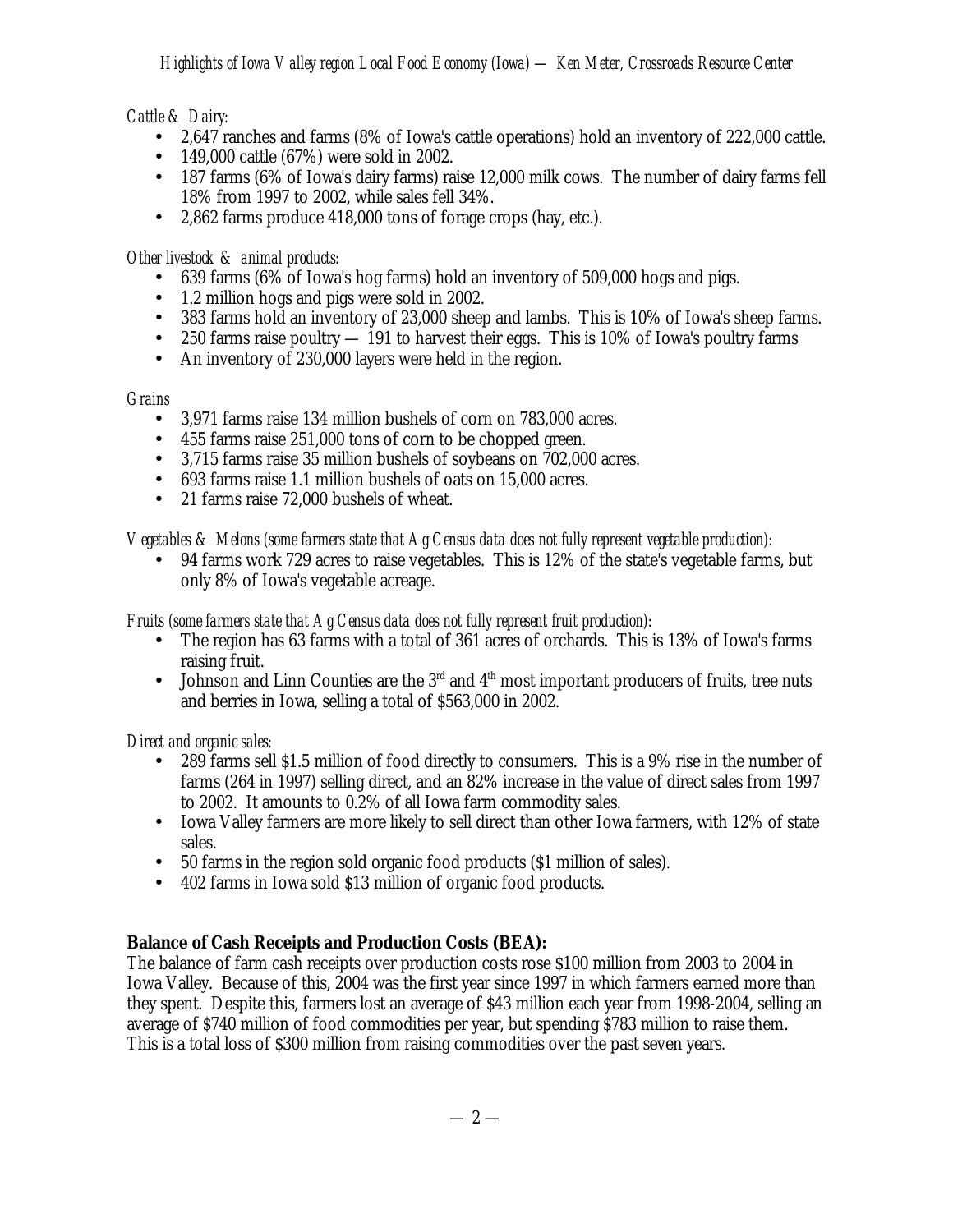*Cattle & Dairy:*

- 2,647 ranches and farms (8% of Iowa's cattle operations) hold an inventory of 222,000 cattle.
- 149,000 cattle (67%) were sold in 2002.
- 187 farms (6% of Iowa's dairy farms) raise 12,000 milk cows. The number of dairy farms fell 18% from 1997 to 2002, while sales fell 34%.
- 2,862 farms produce 418,000 tons of forage crops (hay, etc.).

*Other livestock & animal products:*

- 639 farms (6% of Iowa's hog farms) hold an inventory of 509,000 hogs and pigs.
- 1.2 million hogs and pigs were sold in 2002.
- 383 farms hold an inventory of 23,000 sheep and lambs. This is 10% of Iowa's sheep farms.
- 250 farms raise poultry — 191 to harvest their eggs. This is 10% of Iowa's poultry farms
- An inventory of 230,000 layers were held in the region.

*Grains*

- 3,971 farms raise 134 million bushels of corn on 783,000 acres.
- 455 farms raise 251,000 tons of corn to be chopped green.
- 3,715 farms raise 35 million bushels of soybeans on 702,000 acres.
- 693 farms raise 1.1 million bushels of oats on 15,000 acres.
- 21 farms raise 72,000 bushels of wheat.

*Vegetables & Melons (some farmers state that Ag Census data does not fully represent vegetable production):*

- 94 farms work 729 acres to raise vegetables. This is 12% of the state's vegetable farms, but only 8% of Iowa's vegetable acreage.

*Fruits (some farmers state that Ag Census data does not fully represent fruit production):*

- The region has 63 farms with a total of 361 acres of orchards. This is 13% of Iowa's farms raising fruit.
- Johnson and Linn Counties are the 3rd and 4th most important producers of fruits, tree nuts and berries in Iowa, selling a total of $563,000 in 2002.

*Direct and organic sales:*

- 289 farms sell $1.5 million of food directly to consumers. This is a 9% rise in the number of farms (264 in 1997) selling direct, and an 82% increase in the value of direct sales from 1997 to 2002. It amounts to 0.2% of all Iowa farm commodity sales.
- Iowa Valley farmers are more likely to sell direct than other Iowa farmers, with 12% of state sales.
- 50 farms in the region sold organic food products ($1 million of sales).
- 402 farms in Iowa sold $13 million of organic food products.

**Balance of Cash Receipts and Production Costs (BEA):**

The balance of farm cash receipts over production costs rose $100 million from 2003 to 2004 in Iowa Valley. Because of this, 2004 was the first year since 1997 in which farmers earned more than they spent. Despite this, farmers lost an average of $43 million each year from 1998-2004, selling an average of $740 million of food commodities per year, but spending $783 million to raise them. This is a total loss of $300 million from raising commodities over the past seven years.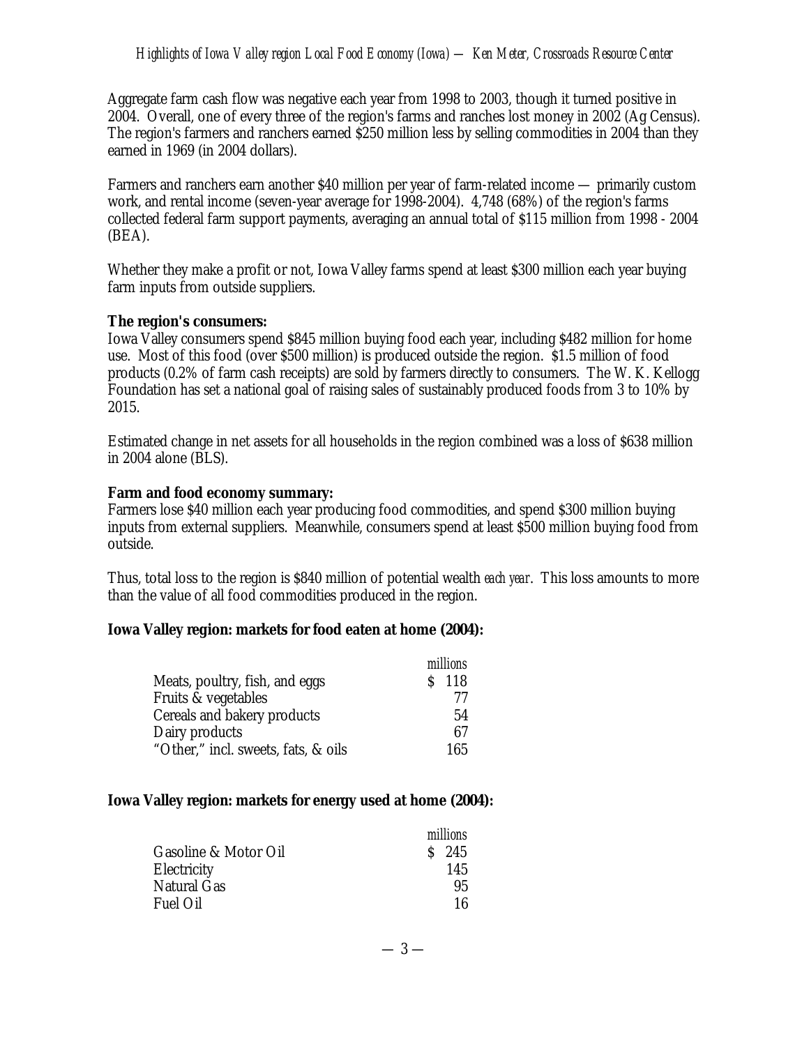Aggregate farm cash flow was negative each year from 1998 to 2003, though it turned positive in 2004. Overall, one of every three of the region's farms and ranches lost money in 2002 (Ag Census). The region's farmers and ranchers earned $250 million less by selling commodities in 2004 than they earned in 1969 (in 2004 dollars).

Farmers and ranchers earn another $40 million per year of farm-related income — primarily custom work, and rental income (seven-year average for 1998-2004). 4,748 (68%) of the region's farms collected federal farm support payments, averaging an annual total of $115 million from 1998 - 2004 (BEA).

Whether they make a profit or not, Iowa Valley farms spend at least $300 million each year buying farm inputs from outside suppliers.

**The region's consumers:**
Iowa Valley consumers spend $845 million buying food each year, including $482 million for home use. Most of this food (over $500 million) is produced outside the region. $1.5 million of food products (0.2% of farm cash receipts) are sold by farmers directly to consumers. The W. K. Kellogg Foundation has set a national goal of raising sales of sustainably produced foods from 3 to 10% by 2015.

Estimated change in net assets for all households in the region combined was a loss of $638 million in 2004 alone (BLS).

**Farm and food economy summary:**
Farmers lose $40 million each year producing food commodities, and spend $300 million buying inputs from external suppliers. Meanwhile, consumers spend at least $500 million buying food from outside.

Thus, total loss to the region is $840 million of potential wealth *each year*. This loss amounts to more than the value of all food commodities produced in the region.

**Iowa Valley region: markets for food eaten at home (2004):**

| | *millions* |
|---|---|
| Meats, poultry, fish, and eggs | $ 118 |
| Fruits & vegetables | 77 |
| Cereals and bakery products | 54 |
| Dairy products | 67 |
| "Other," incl. sweets, fats, & oils | 165 |

**Iowa Valley region: markets for energy used at home (2004):**

| | *millions* |
|---|---|
| Gasoline & Motor Oil | $ 245 |
| Electricity | 145 |
| Natural Gas | 95 |
| Fuel Oil | 16 |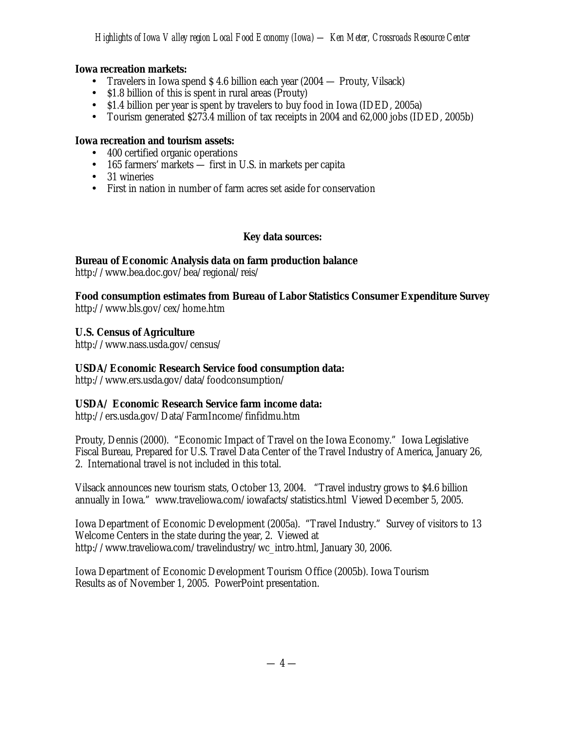**Iowa recreation markets:**

- Travelers in Iowa spend $ 4.6 billion each year (2004 — Prouty, Vilsack)
- $1.8 billion of this is spent in rural areas (Prouty)
- $1.4 billion per year is spent by travelers to buy food in Iowa (IDED, 2005a)
- Tourism generated $273.4 million of tax receipts in 2004 and 62,000 jobs (IDED, 2005b)

**Iowa recreation and tourism assets:**

- 400 certified organic operations
- 165 farmers' markets — first in U.S. in markets per capita
- 31 wineries
- First in nation in number of farm acres set aside for conservation

**Key data sources:**

**Bureau of Economic Analysis data on farm production balance**
http://www.bea.doc.gov/bea/regional/reis/

**Food consumption estimates from Bureau of Labor Statistics Consumer Expenditure Survey**
http://www.bls.gov/cex/home.htm

**U.S. Census of Agriculture**
http://www.nass.usda.gov/census/

**USDA/Economic Research Service food consumption data:**
http://www.ers.usda.gov/data/foodconsumption/

**USDA/ Economic Research Service farm income data:**
http://ers.usda.gov/Data/FarmIncome/finfidmu.htm

Prouty, Dennis (2000). "Economic Impact of Travel on the Iowa Economy." Iowa Legislative Fiscal Bureau, Prepared for U.S. Travel Data Center of the Travel Industry of America, January 26, 2. International travel is not included in this total.

Vilsack announces new tourism stats, October 13, 2004. "Travel industry grows to $4.6 billion annually in Iowa." www.traveliowa.com/iowafacts/statistics.html Viewed December 5, 2005.

Iowa Department of Economic Development (2005a). "Travel Industry." Survey of visitors to 13 Welcome Centers in the state during the year, 2. Viewed at http://www.traveliowa.com/travelindustry/wc_intro.html, January 30, 2006.

Iowa Department of Economic Development Tourism Office (2005b). Iowa Tourism Results as of November 1, 2005. PowerPoint presentation.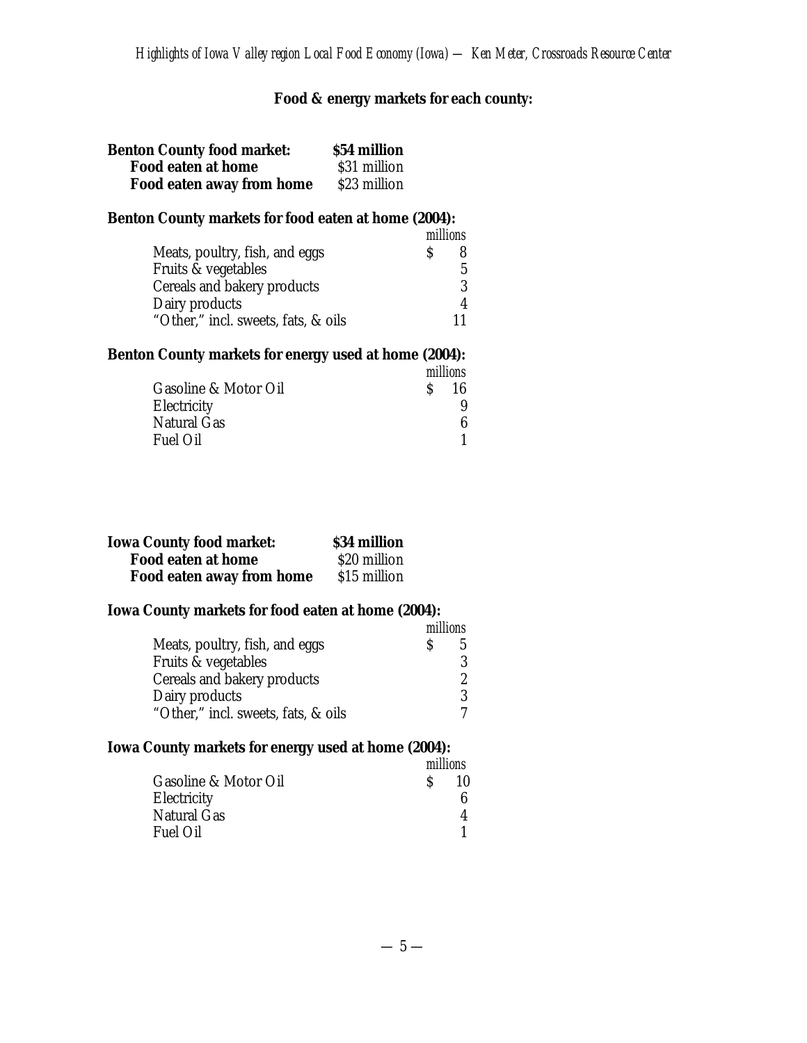## Food & energy markets for each county:

| **Benton County food market:** | **$54 million** |
|---|---|
| **Food eaten at home** | $31 million |
| **Food eaten away from home** | $23 million |

**Benton County markets for food eaten at home (2004):**

| | *millions* |
|---|---|
| Meats, poultry, fish, and eggs | $ 8 |
| Fruits & vegetables | 5 |
| Cereals and bakery products | 3 |
| Dairy products | 4 |
| "Other," incl. sweets, fats, & oils | 11 |

**Benton County markets for energy used at home (2004):**

| | *millions* |
|---|---|
| Gasoline & Motor Oil | $ 16 |
| Electricity | 9 |
| Natural Gas | 6 |
| Fuel Oil | 1 |

| **Iowa County food market:** | **$34 million** |
|---|---|
| **Food eaten at home** | $20 million |
| **Food eaten away from home** | $15 million |

**Iowa County markets for food eaten at home (2004):**

| | *millions* |
|---|---|
| Meats, poultry, fish, and eggs | $ 5 |
| Fruits & vegetables | 3 |
| Cereals and bakery products | 2 |
| Dairy products | 3 |
| "Other," incl. sweets, fats, & oils | 7 |

**Iowa County markets for energy used at home (2004):**

| | *millions* |
|---|---|
| Gasoline & Motor Oil | $ 10 |
| Electricity | 6 |
| Natural Gas | 4 |
| Fuel Oil | 1 |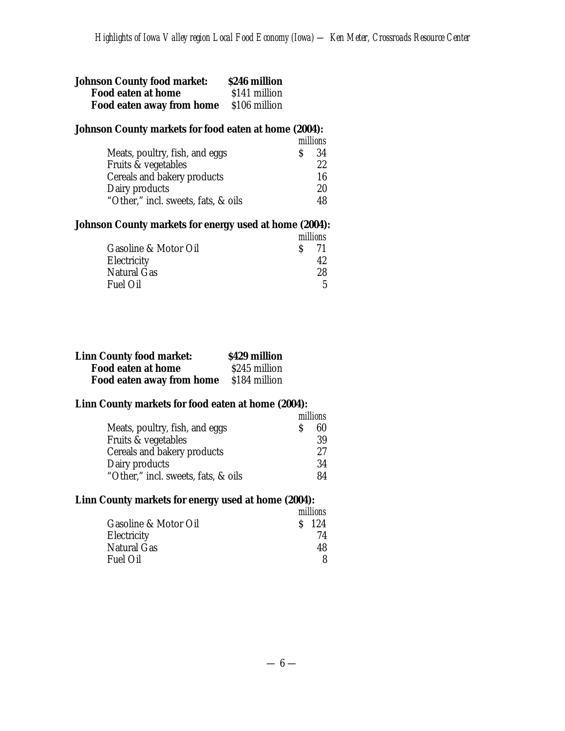**Johnson County food market: $246 million**
**Food eaten at home** $141 million
**Food eaten away from home** $106 million

**Johnson County markets for food eaten at home (2004):**

| | *millions* |
|---|---|
| Meats, poultry, fish, and eggs | $ 34 |
| Fruits & vegetables | 22 |
| Cereals and bakery products | 16 |
| Dairy products | 20 |
| "Other," incl. sweets, fats, & oils | 48 |

**Johnson County markets for energy used at home (2004):**

| | *millions* |
|---|---|
| Gasoline & Motor Oil | $ 71 |
| Electricity | 42 |
| Natural Gas | 28 |
| Fuel Oil | 5 |

**Linn County food market: $429 million**
**Food eaten at home** $245 million
**Food eaten away from home** $184 million

**Linn County markets for food eaten at home (2004):**

| | *millions* |
|---|---|
| Meats, poultry, fish, and eggs | $ 60 |
| Fruits & vegetables | 39 |
| Cereals and bakery products | 27 |
| Dairy products | 34 |
| "Other," incl. sweets, fats, & oils | 84 |

**Linn County markets for energy used at home (2004):**

| | *millions* |
|---|---|
| Gasoline & Motor Oil | $ 124 |
| Electricity | 74 |
| Natural Gas | 48 |
| Fuel Oil | 8 |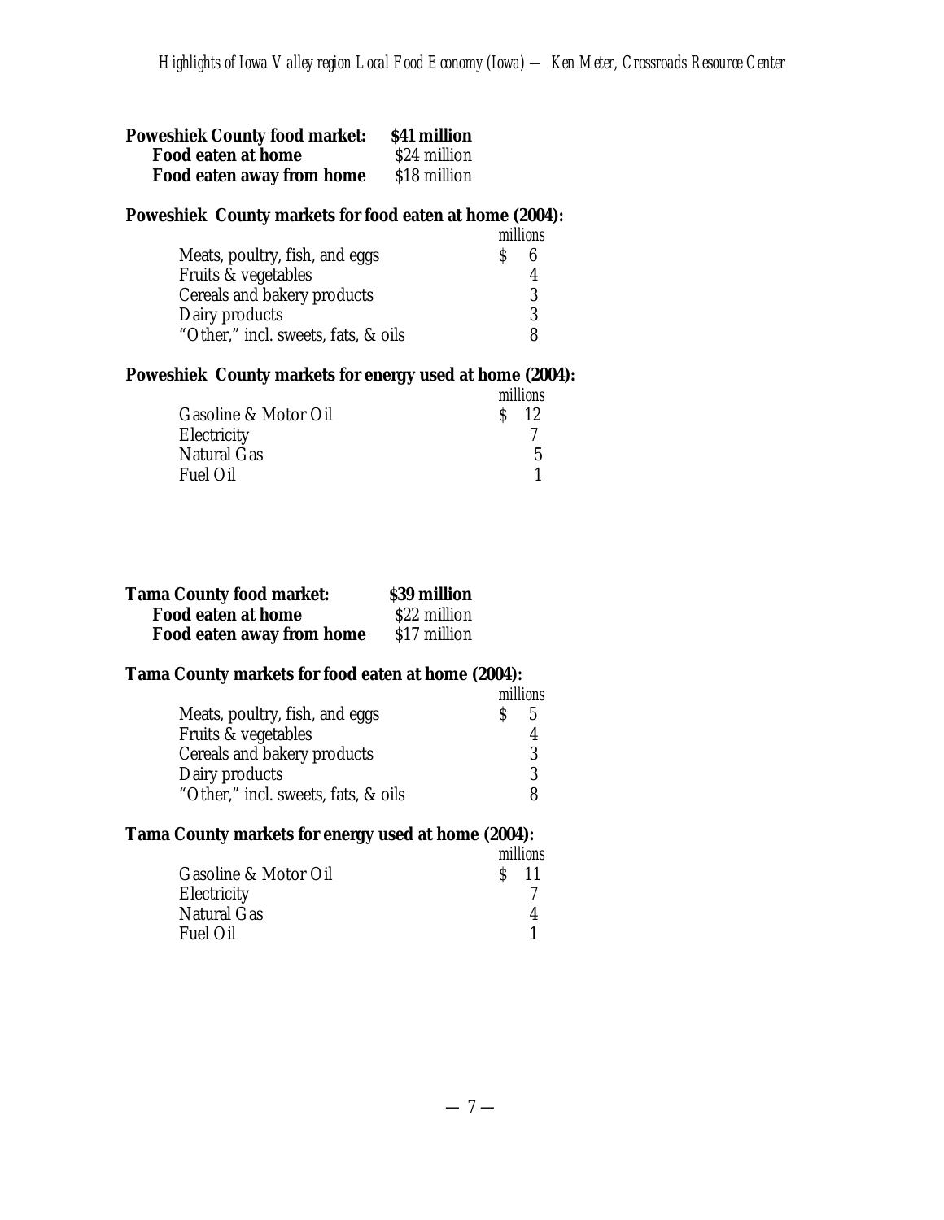| **Poweshiek County food market:** | **$41 million** |
|---|---|
| **Food eaten at home** | $24 million |
| **Food eaten away from home** | $18 million |

**Poweshiek County markets for food eaten at home (2004):**

| | *millions* |
|---|---|
| Meats, poultry, fish, and eggs | $ 6 |
| Fruits & vegetables | 4 |
| Cereals and bakery products | 3 |
| Dairy products | 3 |
| "Other," incl. sweets, fats, & oils | 8 |

**Poweshiek County markets for energy used at home (2004):**

| | *millions* |
|---|---|
| Gasoline & Motor Oil | $ 12 |
| Electricity | 7 |
| Natural Gas | 5 |
| Fuel Oil | 1 |

| **Tama County food market:** | **$39 million** |
|---|---|
| **Food eaten at home** | $22 million |
| **Food eaten away from home** | $17 million |

**Tama County markets for food eaten at home (2004):**

| | *millions* |
|---|---|
| Meats, poultry, fish, and eggs | $ 5 |
| Fruits & vegetables | 4 |
| Cereals and bakery products | 3 |
| Dairy products | 3 |
| "Other," incl. sweets, fats, & oils | 8 |

**Tama County markets for energy used at home (2004):**

| | *millions* |
|---|---|
| Gasoline & Motor Oil | $ 11 |
| Electricity | 7 |
| Natural Gas | 4 |
| Fuel Oil | 1 |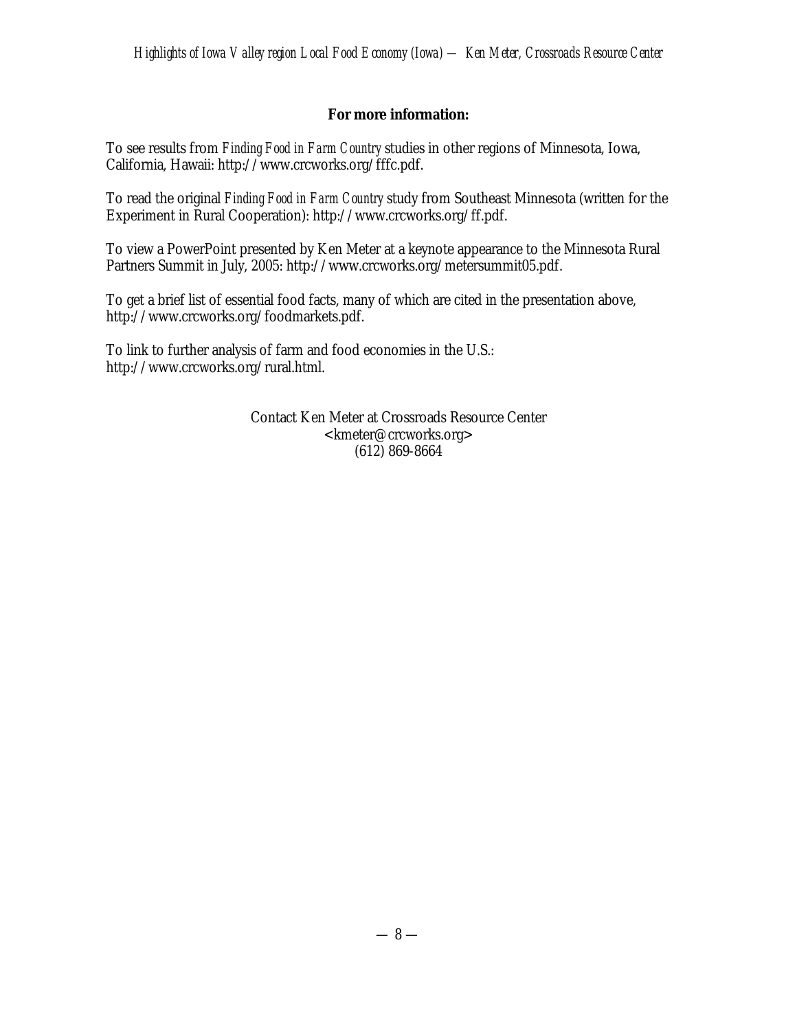**For more information:**

To see results from *Finding Food in Farm Country* studies in other regions of Minnesota, Iowa, California, Hawaii: http://www.crcworks.org/fffc.pdf.

To read the original *Finding Food in Farm Country* study from Southeast Minnesota (written for the Experiment in Rural Cooperation): http://www.crcworks.org/ff.pdf.

To view a PowerPoint presented by Ken Meter at a keynote appearance to the Minnesota Rural Partners Summit in July, 2005: http://www.crcworks.org/metersummit05.pdf.

To get a brief list of essential food facts, many of which are cited in the presentation above, http://www.crcworks.org/foodmarkets.pdf.

To link to further analysis of farm and food economies in the U.S.: http://www.crcworks.org/rural.html.

Contact Ken Meter at Crossroads Resource Center
<kmeter@crcworks.org>
(612) 869-8664